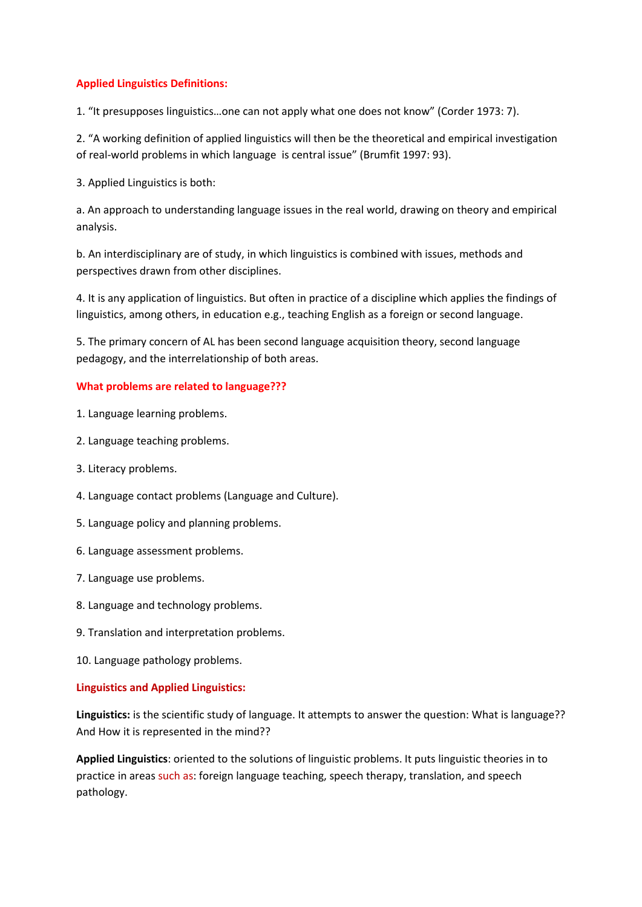## Applied Linguistics Definitions:

1. "It presupposes linguistics…one can not apply what one does not know" (Corder 1973: 7).

2. "A working definition of applied linguistics will then be the theoretical and empirical investigation of real-world problems in which language is central issue" (Brumfit 1997: 93).

3. Applied Linguistics is both:

a. An approach to understanding language issues in the real world, drawing on theory and empirical analysis.

b. An interdisciplinary are of study, in which linguistics is combined with issues, methods and perspectives drawn from other disciplines.

4. It is any application of linguistics. But often in practice of a discipline which applies the findings of linguistics, among others, in education e.g., teaching English as a foreign or second language.

5. The primary concern of AL has been second language acquisition theory, second language pedagogy, and the interrelationship of both areas.

## What problems are related to language???

1. Language learning problems.

2. Language teaching problems.

3. Literacy problems.

4. Language contact problems (Language and Culture).

5. Language policy and planning problems.

6. Language assessment problems.

7. Language use problems.

8. Language and technology problems.

9. Translation and interpretation problems.

10. Language pathology problems.

## Linguistics and Applied Linguistics:

**Linguistics:** is the scientific study of language. It attempts to answer the question: What is language?? And How it is represented in the mind??

**Applied Linguistics**: oriented to the solutions of linguistic problems. It puts linguistic theories in to practice in areas such as: foreign language teaching, speech therapy, translation, and speech pathology.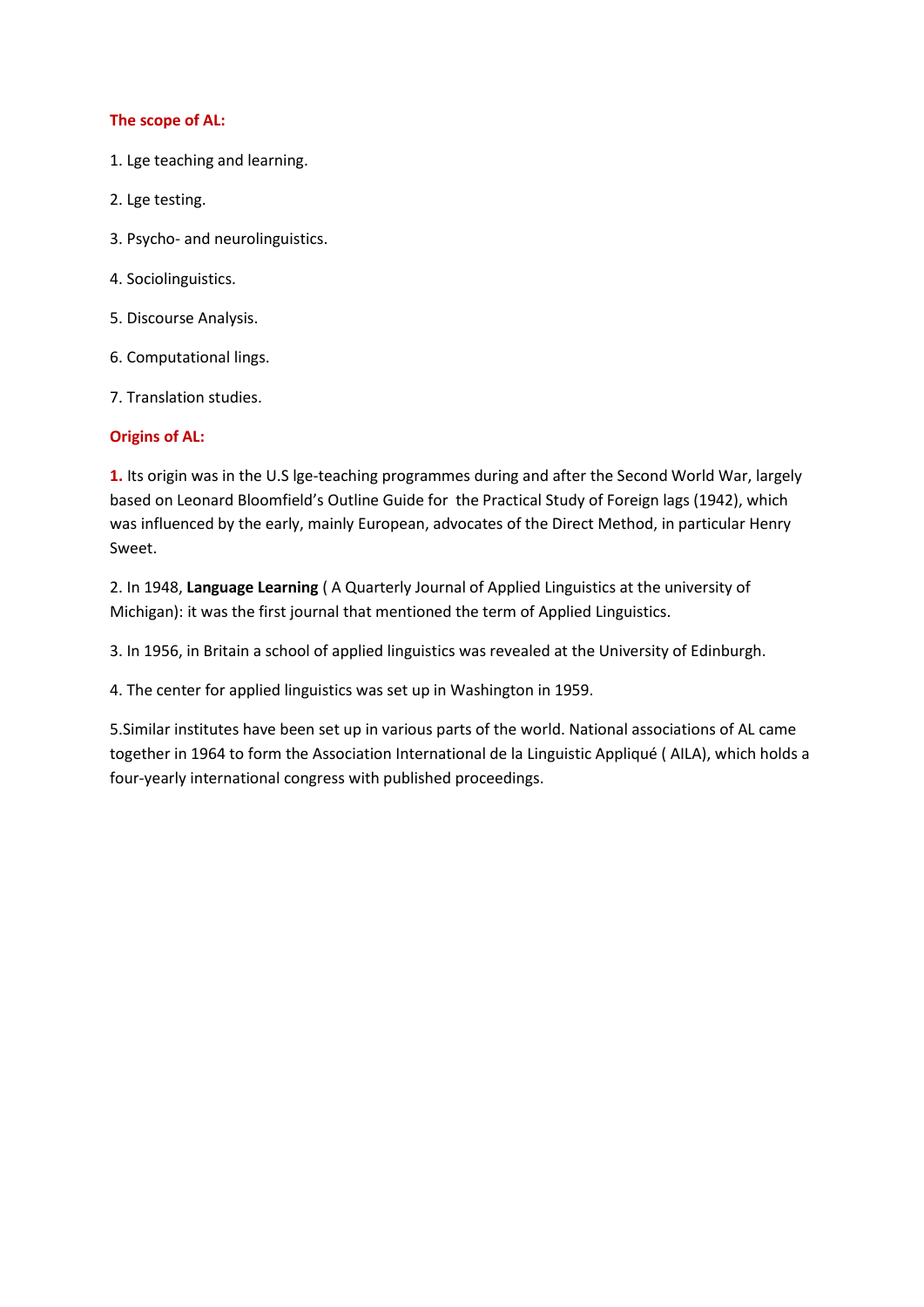**The scope of AL:**

1. Lge teaching and learning.

2. Lge testing.

3. Psycho- and neurolinguistics.

4. Sociolinguistics.

5. Discourse Analysis.

6. Computational lings.

7. Translation studies.

**Origins of AL:**

**1.** Its origin was in the U.S lge-teaching programmes during and after the Second World War, largely based on Leonard Bloomfield's Outline Guide for the Practical Study of Foreign lags (1942), which was influenced by the early, mainly European, advocates of the Direct Method, in particular Henry Sweet.

2. In 1948, **Language Learning** ( A Quarterly Journal of Applied Linguistics at the university of Michigan): it was the first journal that mentioned the term of Applied Linguistics.

3. In 1956, in Britain a school of applied linguistics was revealed at the University of Edinburgh.

4. The center for applied linguistics was set up in Washington in 1959.

5.Similar institutes have been set up in various parts of the world. National associations of AL came together in 1964 to form the Association International de la Linguistic Appliqué ( AILA), which holds a four-yearly international congress with published proceedings.